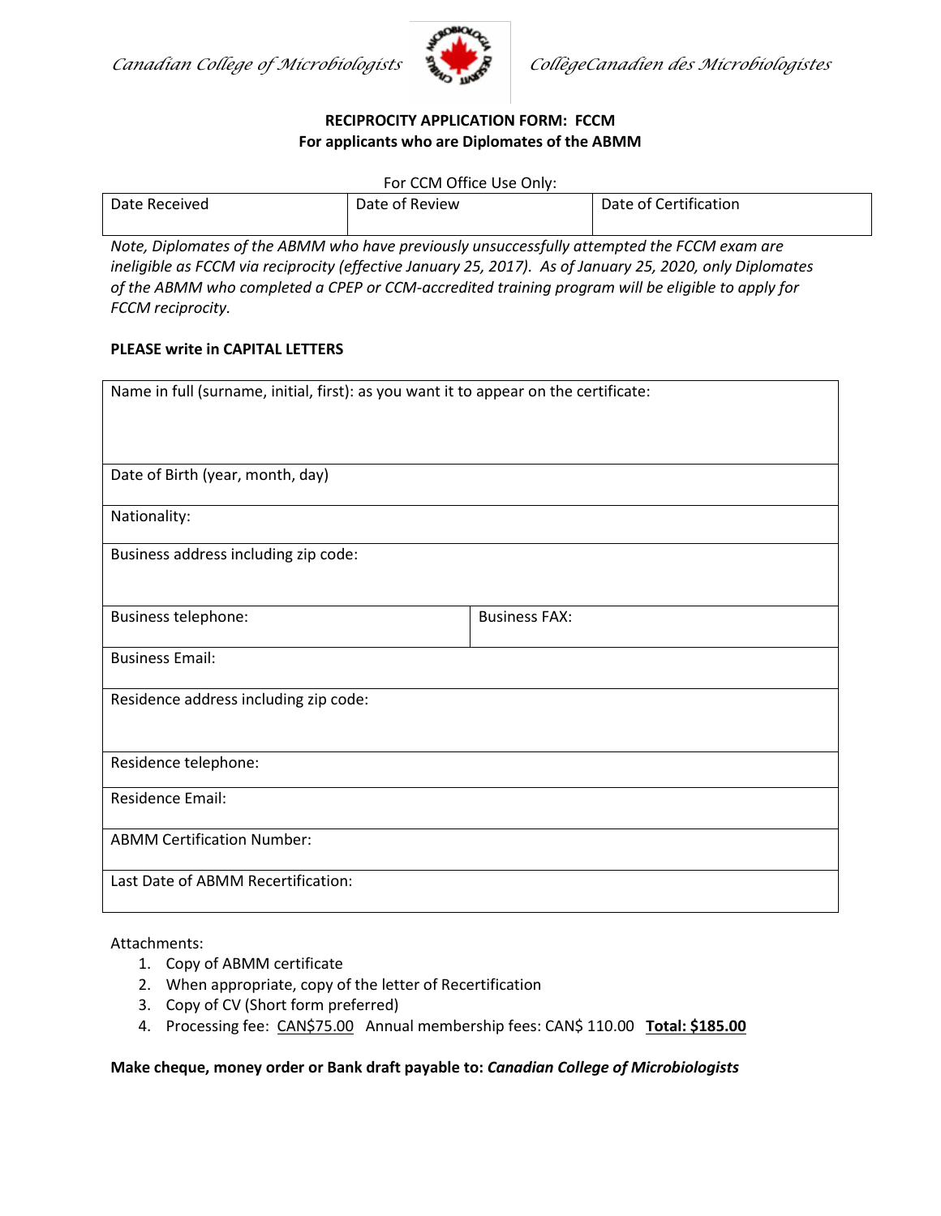Canadian College of Microbiologists — CollègeCanadien des Microbiologistes

## RECIPROCITY APPLICATION FORM: FCCM
### For applicants who are Diplomates of the ABMM

For CCM Office Use Only:

| Date Received | Date of Review | Date of Certification |
|---|---|---|
| | | |

*Note, Diplomates of the ABMM who have previously unsuccessfully attempted the FCCM exam are ineligible as FCCM via reciprocity (effective January 25, 2017). As of January 25, 2020, only Diplomates of the ABMM who completed a CPEP or CCM-accredited training program will be eligible to apply for FCCM reciprocity.*

**PLEASE write in CAPITAL LETTERS**

| Name in full (surname, initial, first): as you want it to appear on the certificate: | |
|---|---|
| Date of Birth (year, month, day) | |
| Nationality: | |
| Business address including zip code: | |
| Business telephone: | Business FAX: |
| Business Email: | |
| Residence address including zip code: | |
| Residence telephone: | |
| Residence Email: | |
| ABMM Certification Number: | |
| Last Date of ABMM Recertification: | |

Attachments:

1. Copy of ABMM certificate
2. When appropriate, copy of the letter of Recertification
3. Copy of CV (Short form preferred)
4. Processing fee: CAN$75.00 Annual membership fees: CAN$ 110.00 **Total: $185.00**

**Make cheque, money order or Bank draft payable to: *Canadian College of Microbiologists***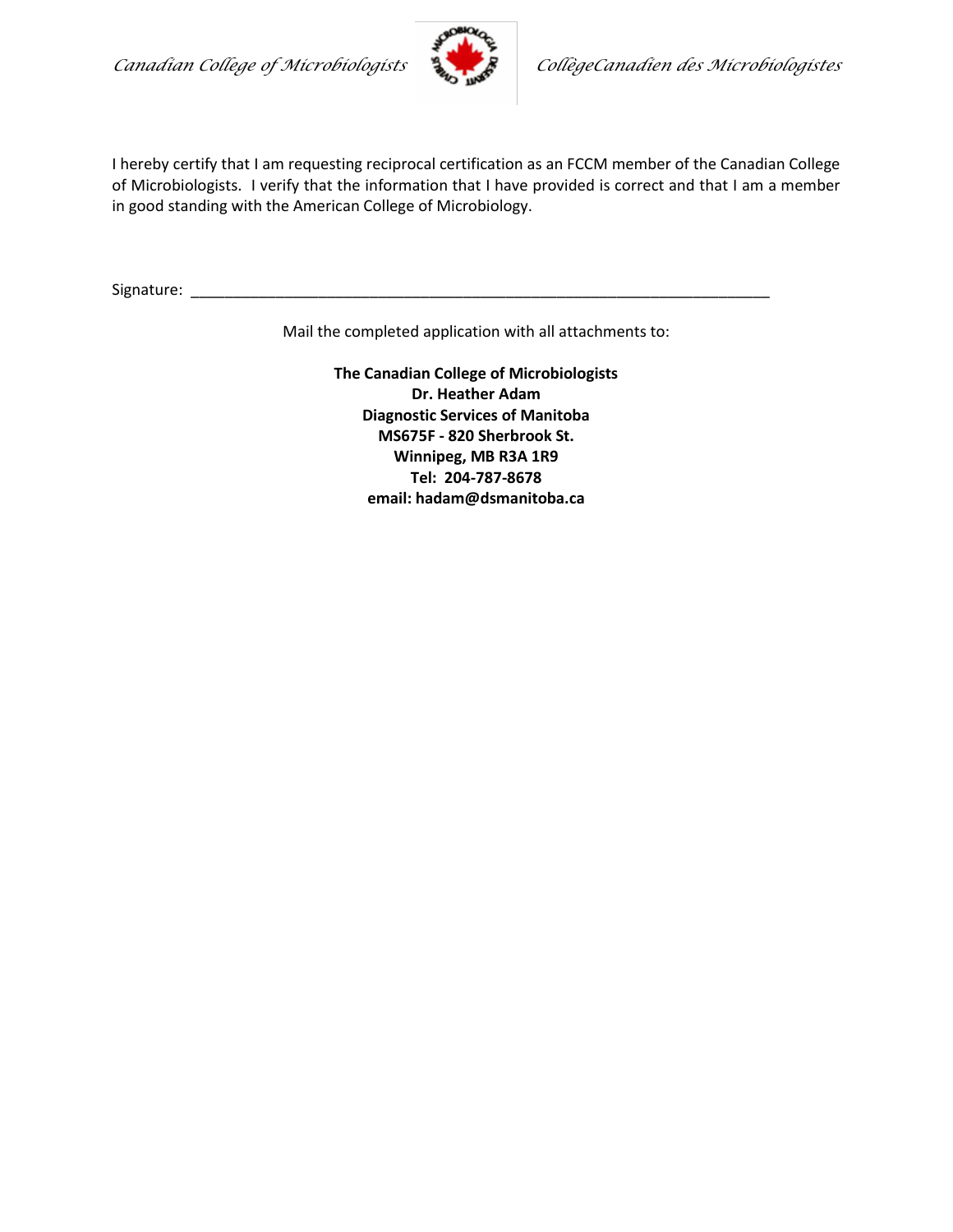I hereby certify that I am requesting reciprocal certification as an FCCM member of the Canadian College of Microbiologists. I verify that the information that I have provided is correct and that I am a member in good standing with the American College of Microbiology.

Signature: ______________________________________________________________________

Mail the completed application with all attachments to:

**The Canadian College of Microbiologists**
**Dr. Heather Adam**
**Diagnostic Services of Manitoba**
**MS675F - 820 Sherbrook St.**
**Winnipeg, MB R3A 1R9**
**Tel: 204-787-8678**
**email: hadam@dsmanitoba.ca**